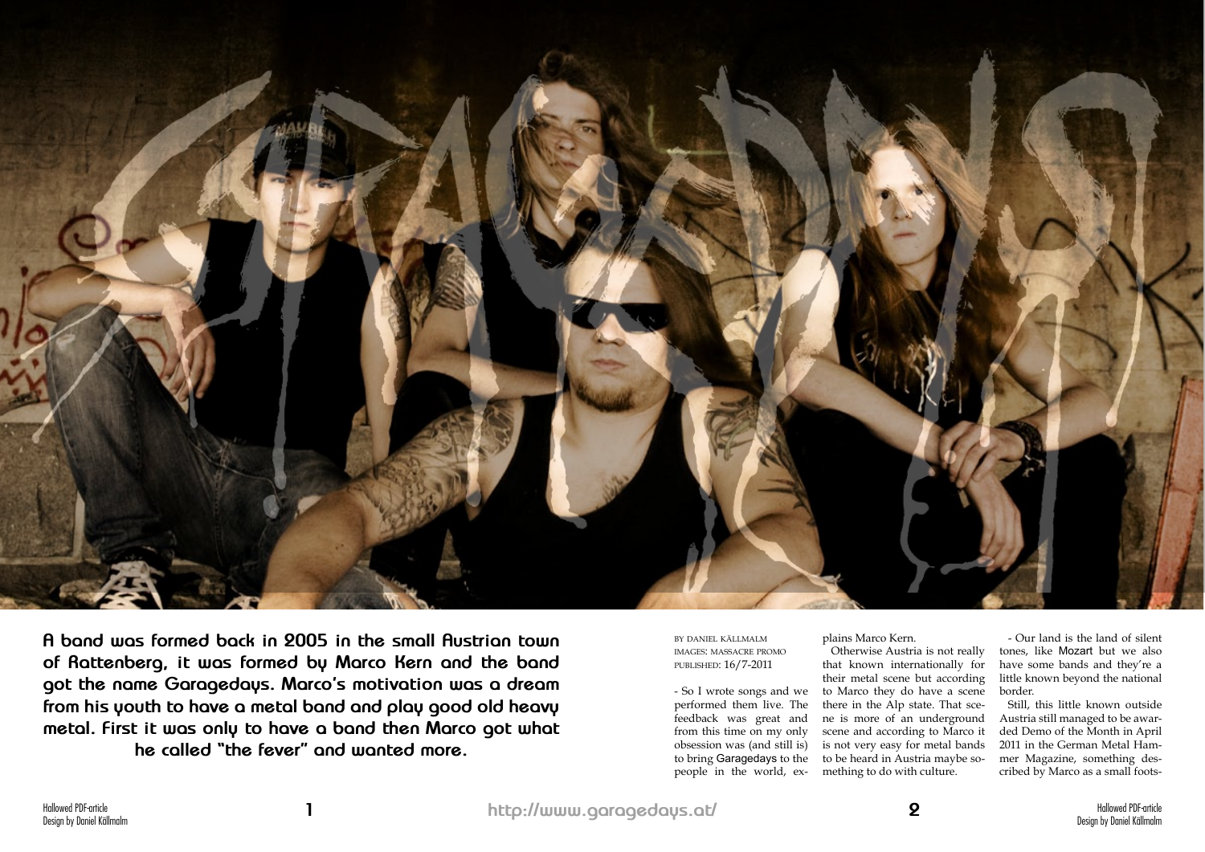**A band was formed back in 2005 in the small Austrian town of Rattenberg, it was formed by Marco Kern and the band got the name Garagedays. Marco's motivation was a dream from his youth to have a metal band and play good old heavy metal. First it was only to have a band then Marco got what he called "the fever" and wanted more.**

BY DANIEL KÄLLMALM
IMAGES: MASSACRE PROMO
PUBLISHED: 16/7-2011

- So I wrote songs and we performed them live. The feedback was great and from this time on my only obsession was (and still is) to bring Garagedays to the people in the world, explains Marco Kern.

Otherwise Austria is not really that known internationally for their metal scene but according to Marco they do have a scene there in the Alp state. That scene is more of an underground scene and according to Marco it is not very easy for metal bands to be heard in Austria maybe something to do with culture.

- Our land is the land of silent tones, like Mozart but we also have some bands and they're a little known beyond the national border.

Still, this little known outside Austria still managed to be awarded Demo of the Month in April 2011 in the German Metal Hammer Magazine, something described by Marco as a small foots-

http://www.garagedays.at/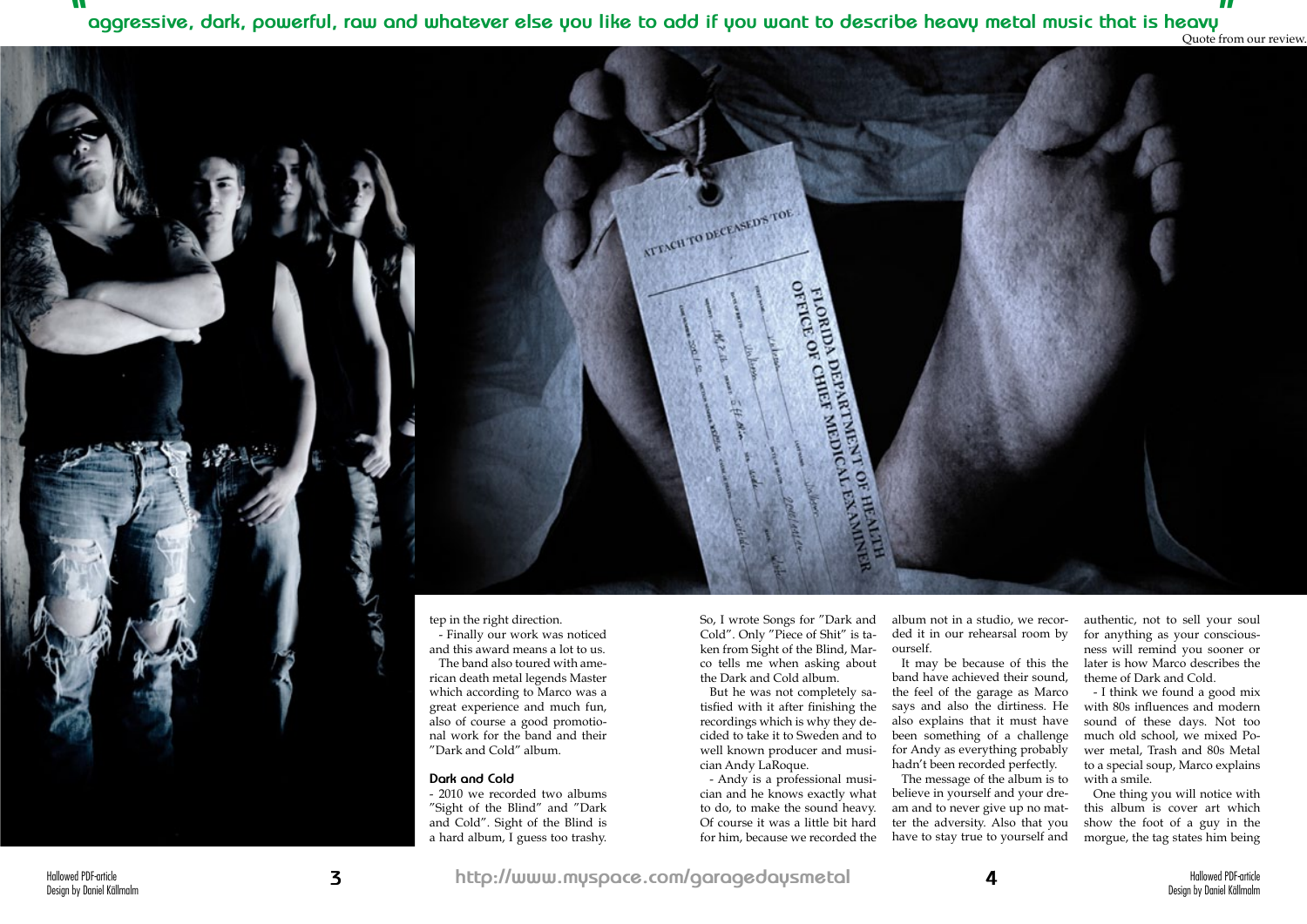> "aggressive, dark, powerful, raw and whatever else you like to add if you want to describe heavy metal music that is heavy"

Quote from our review.

tep in the right direction.

- Finally our work was noticed and this award means a lot to us.

The band also toured with american death metal legends Master which according to Marco was a great experience and much fun, also of course a good promotional work for the band and their "Dark and Cold" album.

### Dark and Cold

- 2010 we recorded two albums "Sight of the Blind" and "Dark and Cold". Sight of the Blind is a hard album, I guess too trashy. So, I wrote Songs for "Dark and Cold". Only "Piece of Shit" is taken from Sight of the Blind, Marco tells me when asking about the Dark and Cold album.

But he was not completely satisfied with it after finishing the recordings which is why they decided to take it to Sweden and to well known producer and musician Andy LaRoque.

- Andy is a professional musician and he knows exactly what to do, to make the sound heavy. Of course it was a little bit hard for him, because we recorded the album not in a studio, we recorded it in our rehearsal room by ourself.

It may be because of this the band have achieved their sound, the feel of the garage as Marco says and also the dirtiness. He also explains that it must have been something of a challenge for Andy as everything probably hadn't been recorded perfectly.

The message of the album is to believe in yourself and your dream and to never give up no matter the adversity. Also that you have to stay true to yourself and authentic, not to sell your soul for anything as your consciousness will remind you sooner or later is how Marco describes the theme of Dark and Cold.

- I think we found a good mix with 80s influences and modern sound of these days. Not too much old school, we mixed Power metal, Trash and 80s Metal to a special soup, Marco explains with a smile.

One thing you will notice with this album is cover art which show the foot of a guy in the morgue, the tag states him being

http://www.myspace.com/garagedaysmetal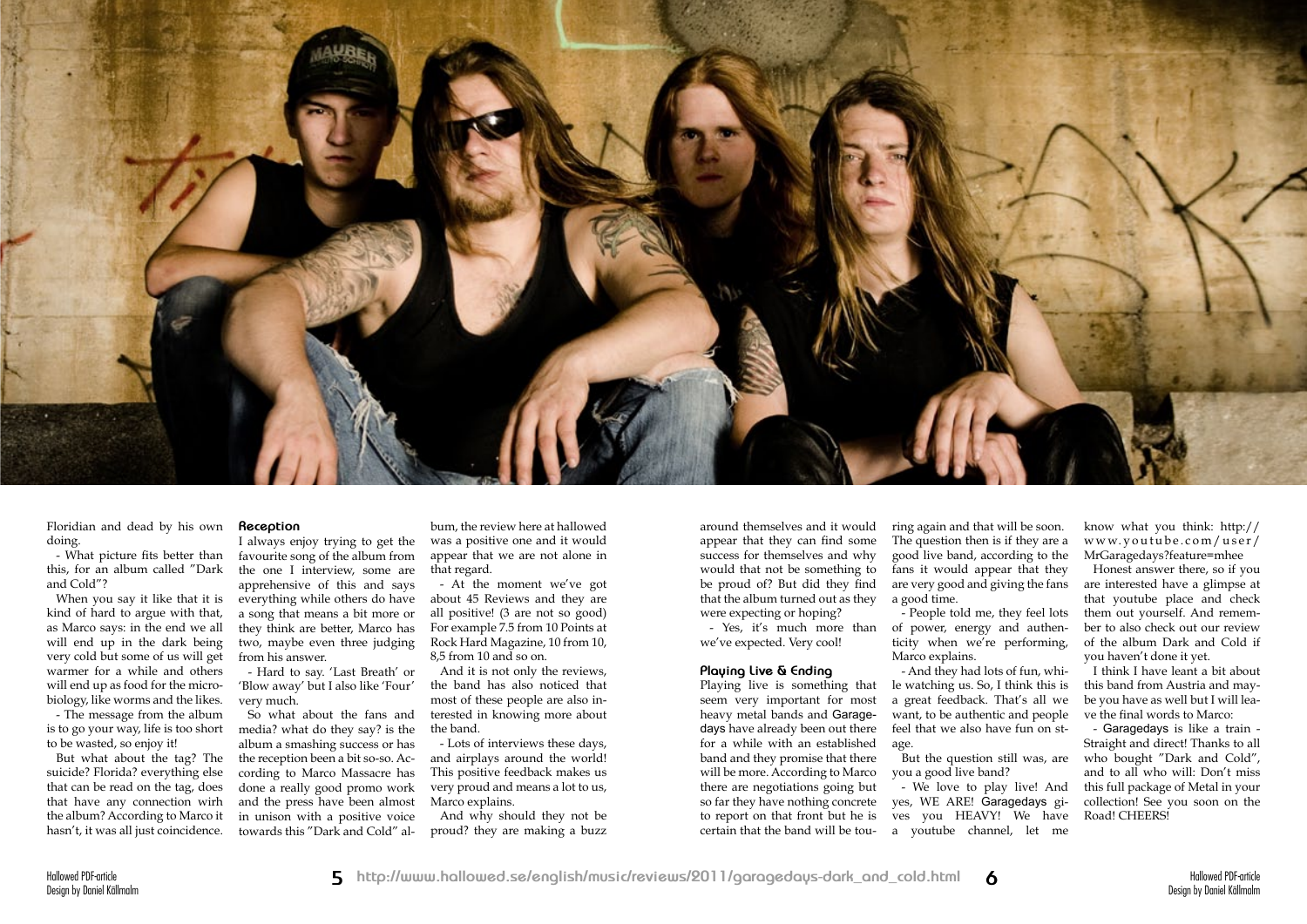Floridian and dead by his own doing.

- What picture fits better than this, for an album called "Dark and Cold"?

When you say it like that it is kind of hard to argue with that, as Marco says: in the end we all will end up in the dark being very cold but some of us will get warmer for a while and others will end up as food for the microbiology, like worms and the likes.

- The message from the album is to go your way, life is too short to be wasted, so enjoy it!

But what about the tag? The suicide? Florida? everything else that can be read on the tag, does that have any connection wirh the album? According to Marco it hasn't, it was all just coincidence.

## Reception

I always enjoy trying to get the favourite song of the album from the one I interview, some are apprehensive of this and says everything while others do have a song that means a bit more or they think are better, Marco has two, maybe even three judging from his answer.

- Hard to say. 'Last Breath' or 'Blow away' but I also like 'Four' very much.

So what about the fans and media? what do they say? is the album a smashing success or has the reception been a bit so-so. According to Marco Massacre has done a really good promo work and the press have been almost in unison with a positive voice towards this "Dark and Cold" album, the review here at hallowed was a positive one and it would appear that we are not alone in that regard.

- At the moment we've got about 45 Reviews and they are all positive! (3 are not so good) For example 7.5 from 10 Points at Rock Hard Magazine, 10 from 10, 8,5 from 10 and so on.

And it is not only the reviews, the band has also noticed that most of these people are also interested in knowing more about the band.

- Lots of interviews these days, and airplays around the world! This positive feedback makes us very proud and means a lot to us, Marco explains.

And why should they not be proud? they are making a buzz around themselves and it would appear that they can find some success for themselves and why would that not be something to be proud of? But did they find that the album turned out as they were expecting or hoping?

- Yes, it's much more than we've expected. Very cool!

## Playing Live & Ending

Playing live is something that seem very important for most heavy metal bands and Garagedays have already been out there for a while with an established band and they promise that there will be more. According to Marco there are negotiations going but so far they have nothing concrete to report on that front but he is certain that the band will be touring again and that will be soon. The question then is if they are a good live band, according to the fans it would appear that they are very good and giving the fans a good time.

- People told me, they feel lots of power, energy and authenticity when we're performing, Marco explains.

- And they had lots of fun, while watching us. So, I think this is a great feedback. That's all we want, to be authentic and people feel that we also have fun on stage.

But the question still was, are you a good live band?

- We love to play live! And yes, WE ARE! Garagedays gives you HEAVY! We have a youtube channel, let me know what you think: http://www.youtube.com/user/MrGaragedays?feature=mhee

Honest answer there, so if you are interested have a glimpse at that youtube place and check them out yourself. And remember to also check out our review of the album Dark and Cold if you haven't done it yet.

I think I have leant a bit about this band from Austria and maybe you have as well but I will leave the final words to Marco:

- Garagedays is like a train - Straight and direct! Thanks to all who bought "Dark and Cold", and to all who will: Don't miss this full package of Metal in your collection! See you soon on the Road! CHEERS!

http://www.hallowed.se/english/music/reviews/2011/garagedays-dark_and_cold.html